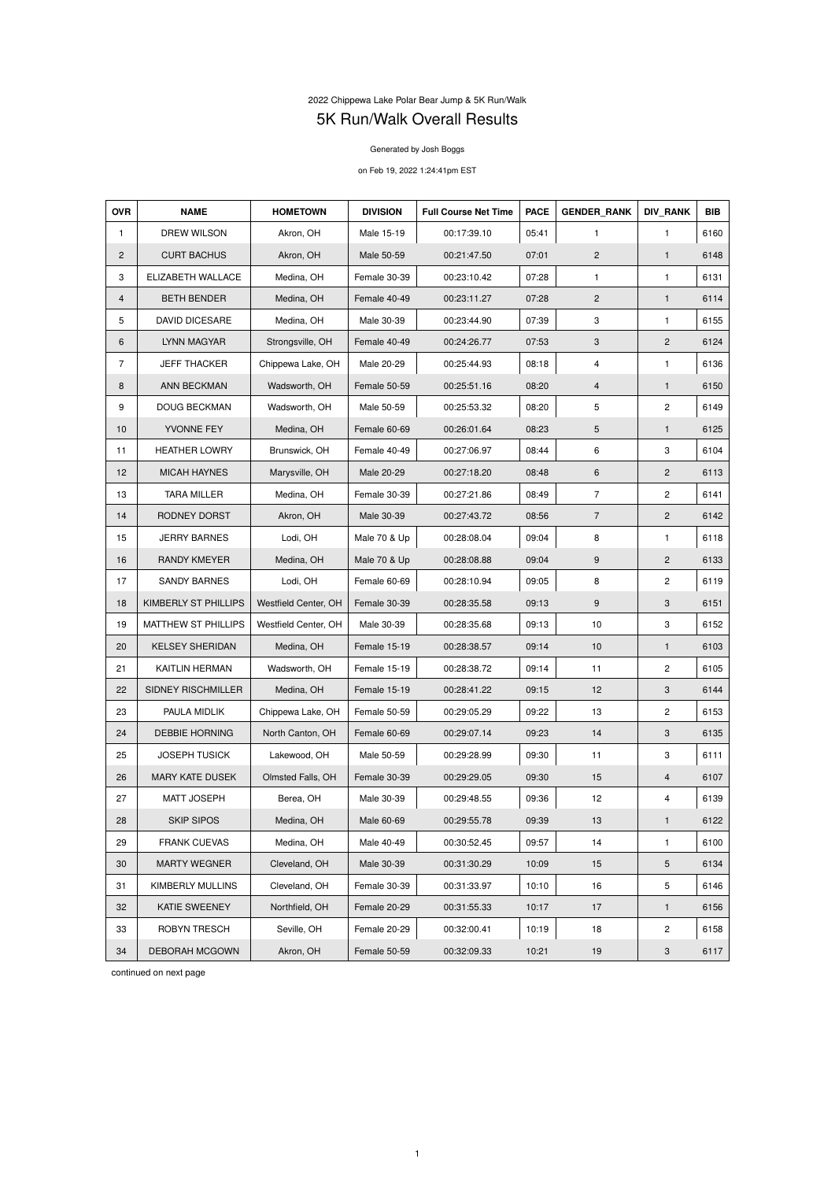2022 Chippewa Lake Polar Bear Jump & 5K Run/Walk

# 5K Run/Walk Overall Results

Generated by Josh Boggs

on Feb 19, 2022 1:24:41pm EST

| OVR | NAME | HOMETOWN | DIVISION | Full Course Net Time | PACE | GENDER_RANK | DIV_RANK | BIB |
|---|---|---|---|---|---|---|---|---|
| 1 | DREW WILSON | Akron, OH | Male 15-19 | 00:17:39.10 | 05:41 | 1 | 1 | 6160 |
| 2 | CURT BACHUS | Akron, OH | Male 50-59 | 00:21:47.50 | 07:01 | 2 | 1 | 6148 |
| 3 | ELIZABETH WALLACE | Medina, OH | Female 30-39 | 00:23:10.42 | 07:28 | 1 | 1 | 6131 |
| 4 | BETH BENDER | Medina, OH | Female 40-49 | 00:23:11.27 | 07:28 | 2 | 1 | 6114 |
| 5 | DAVID DICESARE | Medina, OH | Male 30-39 | 00:23:44.90 | 07:39 | 3 | 1 | 6155 |
| 6 | LYNN MAGYAR | Strongsville, OH | Female 40-49 | 00:24:26.77 | 07:53 | 3 | 2 | 6124 |
| 7 | JEFF THACKER | Chippewa Lake, OH | Male 20-29 | 00:25:44.93 | 08:18 | 4 | 1 | 6136 |
| 8 | ANN BECKMAN | Wadsworth, OH | Female 50-59 | 00:25:51.16 | 08:20 | 4 | 1 | 6150 |
| 9 | DOUG BECKMAN | Wadsworth, OH | Male 50-59 | 00:25:53.32 | 08:20 | 5 | 2 | 6149 |
| 10 | YVONNE FEY | Medina, OH | Female 60-69 | 00:26:01.64 | 08:23 | 5 | 1 | 6125 |
| 11 | HEATHER LOWRY | Brunswick, OH | Female 40-49 | 00:27:06.97 | 08:44 | 6 | 3 | 6104 |
| 12 | MICAH HAYNES | Marysville, OH | Male 20-29 | 00:27:18.20 | 08:48 | 6 | 2 | 6113 |
| 13 | TARA MILLER | Medina, OH | Female 30-39 | 00:27:21.86 | 08:49 | 7 | 2 | 6141 |
| 14 | RODNEY DORST | Akron, OH | Male 30-39 | 00:27:43.72 | 08:56 | 7 | 2 | 6142 |
| 15 | JERRY BARNES | Lodi, OH | Male 70 & Up | 00:28:08.04 | 09:04 | 8 | 1 | 6118 |
| 16 | RANDY KMEYER | Medina, OH | Male 70 & Up | 00:28:08.88 | 09:04 | 9 | 2 | 6133 |
| 17 | SANDY BARNES | Lodi, OH | Female 60-69 | 00:28:10.94 | 09:05 | 8 | 2 | 6119 |
| 18 | KIMBERLY ST PHILLIPS | Westfield Center, OH | Female 30-39 | 00:28:35.58 | 09:13 | 9 | 3 | 6151 |
| 19 | MATTHEW ST PHILLIPS | Westfield Center, OH | Male 30-39 | 00:28:35.68 | 09:13 | 10 | 3 | 6152 |
| 20 | KELSEY SHERIDAN | Medina, OH | Female 15-19 | 00:28:38.57 | 09:14 | 10 | 1 | 6103 |
| 21 | KAITLIN HERMAN | Wadsworth, OH | Female 15-19 | 00:28:38.72 | 09:14 | 11 | 2 | 6105 |
| 22 | SIDNEY RISCHMILLER | Medina, OH | Female 15-19 | 00:28:41.22 | 09:15 | 12 | 3 | 6144 |
| 23 | PAULA MIDLIK | Chippewa Lake, OH | Female 50-59 | 00:29:05.29 | 09:22 | 13 | 2 | 6153 |
| 24 | DEBBIE HORNING | North Canton, OH | Female 60-69 | 00:29:07.14 | 09:23 | 14 | 3 | 6135 |
| 25 | JOSEPH TUSICK | Lakewood, OH | Male 50-59 | 00:29:28.99 | 09:30 | 11 | 3 | 6111 |
| 26 | MARY KATE DUSEK | Olmsted Falls, OH | Female 30-39 | 00:29:29.05 | 09:30 | 15 | 4 | 6107 |
| 27 | MATT JOSEPH | Berea, OH | Male 30-39 | 00:29:48.55 | 09:36 | 12 | 4 | 6139 |
| 28 | SKIP SIPOS | Medina, OH | Male 60-69 | 00:29:55.78 | 09:39 | 13 | 1 | 6122 |
| 29 | FRANK CUEVAS | Medina, OH | Male 40-49 | 00:30:52.45 | 09:57 | 14 | 1 | 6100 |
| 30 | MARTY WEGNER | Cleveland, OH | Male 30-39 | 00:31:30.29 | 10:09 | 15 | 5 | 6134 |
| 31 | KIMBERLY MULLINS | Cleveland, OH | Female 30-39 | 00:31:33.97 | 10:10 | 16 | 5 | 6146 |
| 32 | KATIE SWEENEY | Northfield, OH | Female 20-29 | 00:31:55.33 | 10:17 | 17 | 1 | 6156 |
| 33 | ROBYN TRESCH | Seville, OH | Female 20-29 | 00:32:00.41 | 10:19 | 18 | 2 | 6158 |
| 34 | DEBORAH MCGOWN | Akron, OH | Female 50-59 | 00:32:09.33 | 10:21 | 19 | 3 | 6117 |

continued on next page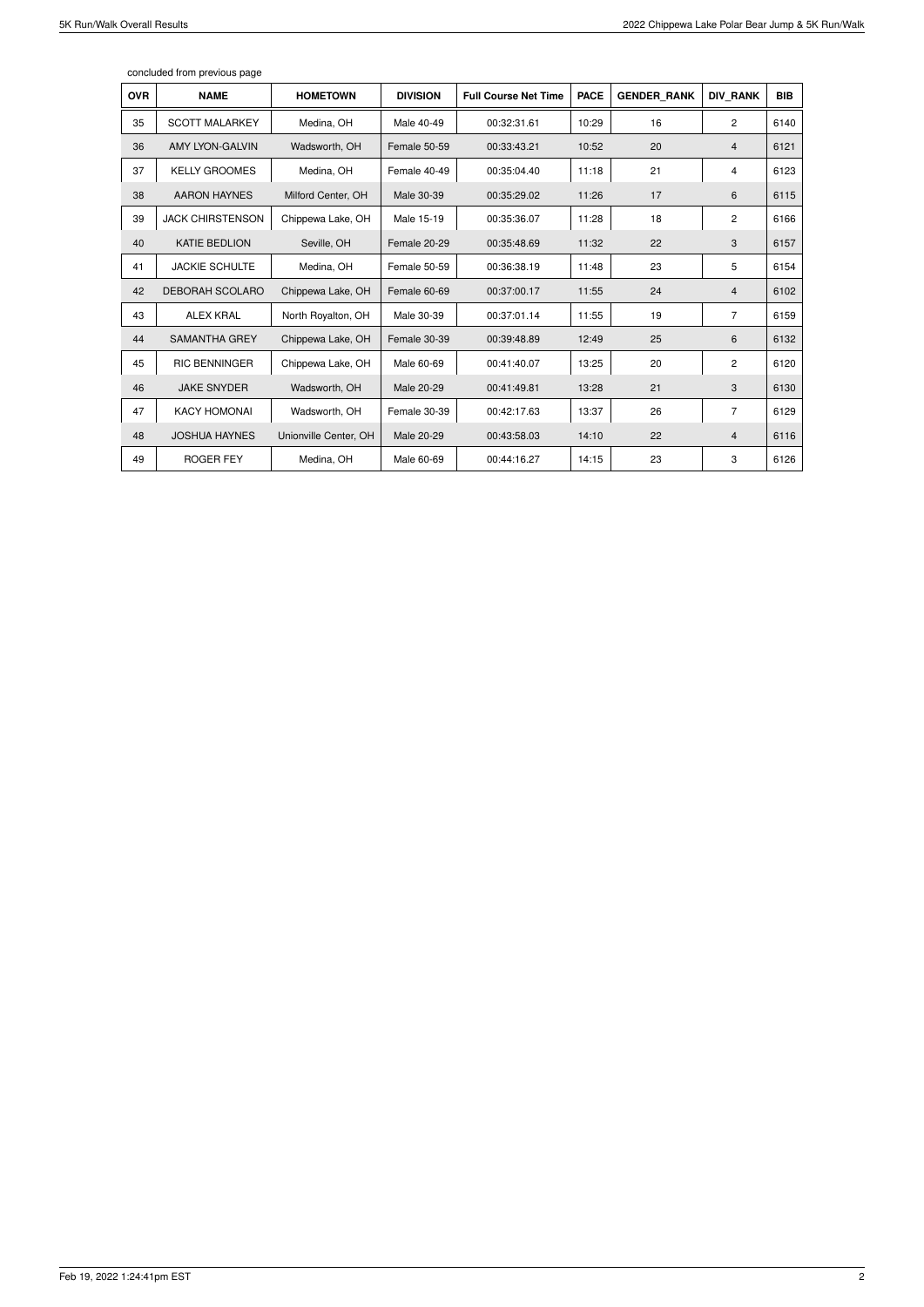concluded from previous page

| OVR | NAME | HOMETOWN | DIVISION | Full Course Net Time | PACE | GENDER_RANK | DIV_RANK | BIB |
|---|---|---|---|---|---|---|---|---|
| 35 | SCOTT MALARKEY | Medina, OH | Male 40-49 | 00:32:31.61 | 10:29 | 16 | 2 | 6140 |
| 36 | AMY LYON-GALVIN | Wadsworth, OH | Female 50-59 | 00:33:43.21 | 10:52 | 20 | 4 | 6121 |
| 37 | KELLY GROOMES | Medina, OH | Female 40-49 | 00:35:04.40 | 11:18 | 21 | 4 | 6123 |
| 38 | AARON HAYNES | Milford Center, OH | Male 30-39 | 00:35:29.02 | 11:26 | 17 | 6 | 6115 |
| 39 | JACK CHIRSTENSON | Chippewa Lake, OH | Male 15-19 | 00:35:36.07 | 11:28 | 18 | 2 | 6166 |
| 40 | KATIE BEDLION | Seville, OH | Female 20-29 | 00:35:48.69 | 11:32 | 22 | 3 | 6157 |
| 41 | JACKIE SCHULTE | Medina, OH | Female 50-59 | 00:36:38.19 | 11:48 | 23 | 5 | 6154 |
| 42 | DEBORAH SCOLARO | Chippewa Lake, OH | Female 60-69 | 00:37:00.17 | 11:55 | 24 | 4 | 6102 |
| 43 | ALEX KRAL | North Royalton, OH | Male 30-39 | 00:37:01.14 | 11:55 | 19 | 7 | 6159 |
| 44 | SAMANTHA GREY | Chippewa Lake, OH | Female 30-39 | 00:39:48.89 | 12:49 | 25 | 6 | 6132 |
| 45 | RIC BENNINGER | Chippewa Lake, OH | Male 60-69 | 00:41:40.07 | 13:25 | 20 | 2 | 6120 |
| 46 | JAKE SNYDER | Wadsworth, OH | Male 20-29 | 00:41:49.81 | 13:28 | 21 | 3 | 6130 |
| 47 | KACY HOMONAI | Wadsworth, OH | Female 30-39 | 00:42:17.63 | 13:37 | 26 | 7 | 6129 |
| 48 | JOSHUA HAYNES | Unionville Center, OH | Male 20-29 | 00:43:58.03 | 14:10 | 22 | 4 | 6116 |
| 49 | ROGER FEY | Medina, OH | Male 60-69 | 00:44:16.27 | 14:15 | 23 | 3 | 6126 |